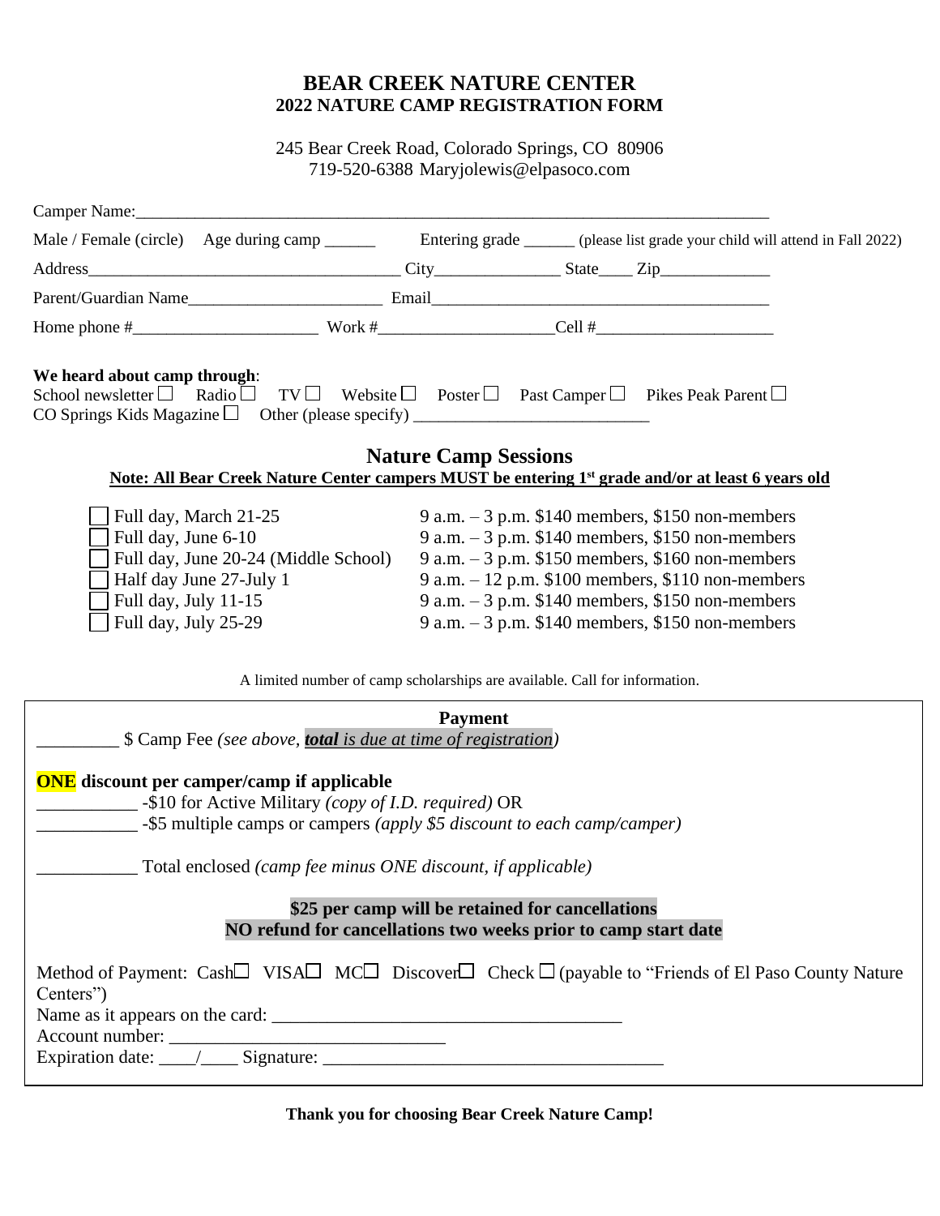# BEAR CREEK NATURE CENTER
## 2022 NATURE CAMP REGISTRATION FORM

245 Bear Creek Road, Colorado Springs, CO 80906
719-520-6388 Maryjolewis@elpasoco.com

Camper Name:_______________________________________________________________________________

Male / Female (circle)   Age during camp ______   Entering grade ______ (please list grade your child will attend in Fall 2022)

Address_____________________________________ City_______________ State____ Zip_____________

Parent/Guardian Name______________________ Email________________________________________

Home phone #_____________________ Work #____________________Cell #_____________________

**We heard about camp through**:
School newsletter ☐ Radio ☐ TV ☐ Website ☐ Poster ☐ Past Camper ☐ Pikes Peak Parent ☐
CO Springs Kids Magazine ☐ Other (please specify) ___________________________

## Nature Camp Sessions

**Note: All Bear Creek Nature Center campers MUST be entering 1st grade and/or at least 6 years old**

- ☐ Full day, March 21-25 — 9 a.m. – 3 p.m. $140 members, $150 non-members
- ☐ Full day, June 6-10 — 9 a.m. – 3 p.m. $140 members, $150 non-members
- ☐ Full day, June 20-24 (Middle School) — 9 a.m. – 3 p.m. $150 members, $160 non-members
- ☐ Half day June 27-July 1 — 9 a.m. – 12 p.m. $100 members, $110 non-members
- ☐ Full day, July 11-15 — 9 a.m. – 3 p.m. $140 members, $150 non-members
- ☐ Full day, July 25-29 — 9 a.m. – 3 p.m. $140 members, $150 non-members

A limited number of camp scholarships are available. Call for information.

### Payment

_________ $ Camp Fee *(see above, **total** is due at time of registration)*

**ONE discount per camper/camp if applicable**
___________ -$10 for Active Military *(copy of I.D. required)* OR
___________ -$5 multiple camps or campers *(apply $5 discount to each camp/camper)*

___________ Total enclosed *(camp fee minus ONE discount, if applicable)*

**$25 per camp will be retained for cancellations**
**NO refund for cancellations two weeks prior to camp start date**

Method of Payment: Cash☐ VISA☐ MC☐ Discover☐ Check ☐ (payable to "Friends of El Paso County Nature Centers")
Name as it appears on the card: ______________________________________
Account number: ______________________________
Expiration date: ____/____ Signature: _____________________________________

**Thank you for choosing Bear Creek Nature Camp!**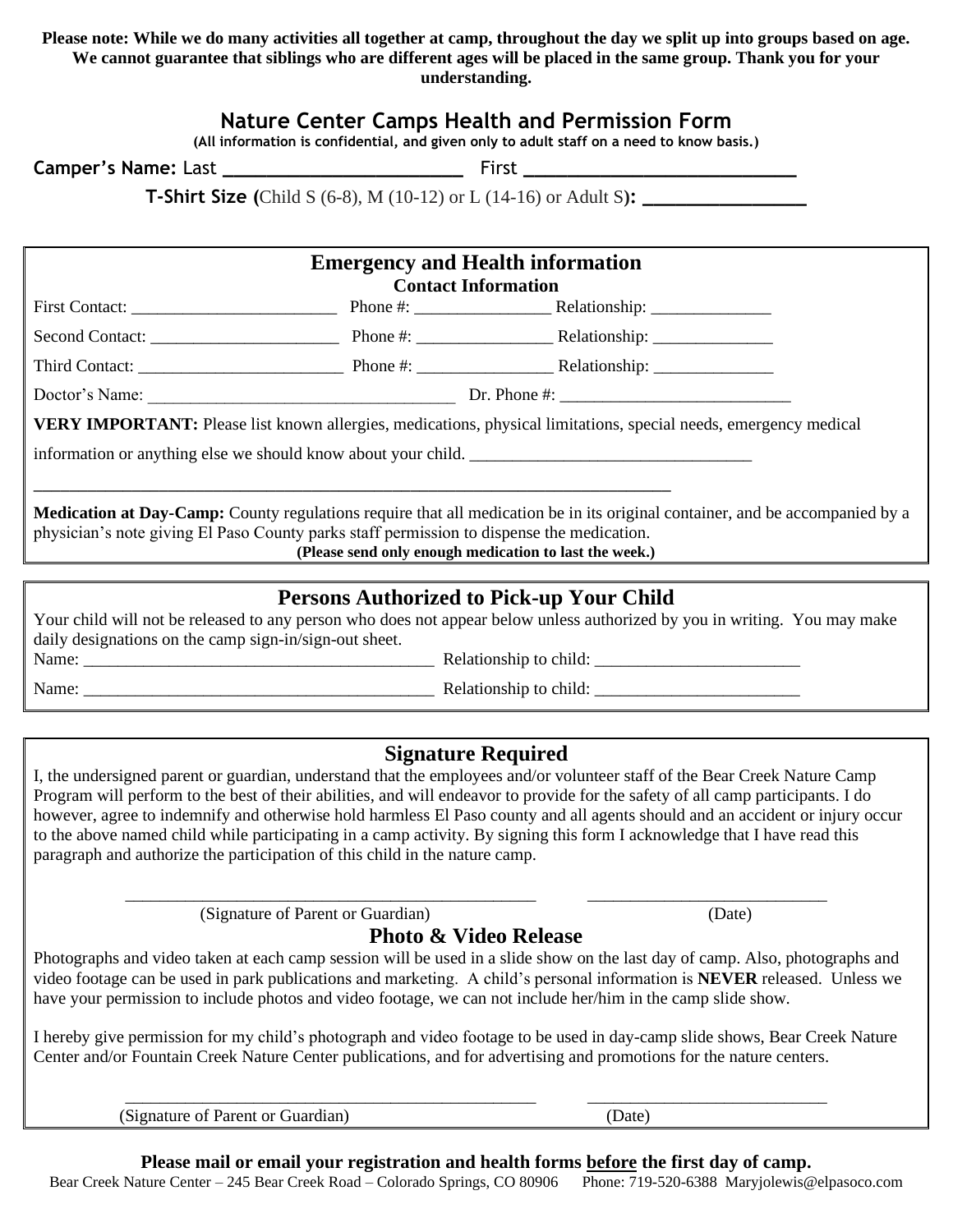**Please note: While we do many activities all together at camp, throughout the day we split up into groups based on age. We cannot guarantee that siblings who are different ages will be placed in the same group. Thank you for your understanding.**

# Nature Center Camps Health and Permission Form

**(All information is confidential, and given only to adult staff on a need to know basis.)**

**Camper's Name:** Last ______________________ First ________________________

**T-Shirt Size (**Child S (6-8), M (10-12) or L (14-16) or Adult S**):** _______________

## Emergency and Health information

### Contact Information

First Contact: ________________________ Phone #: ________________ Relationship: ______________

Second Contact: ______________________ Phone #: ________________ Relationship: ______________

Third Contact: ________________________ Phone #: ________________ Relationship: ______________

Doctor's Name: ___________________________________ Dr. Phone #: ___________________________

**VERY IMPORTANT:** Please list known allergies, medications, physical limitations, special needs, emergency medical information or anything else we should know about your child. _________________________________

___________________________________________________________________________

**Medication at Day-Camp:** County regulations require that all medication be in its original container, and be accompanied by a physician's note giving El Paso County parks staff permission to dispense the medication.

**(Please send only enough medication to last the week.)**

## Persons Authorized to Pick-up Your Child

Your child will not be released to any person who does not appear below unless authorized by you in writing. You may make daily designations on the camp sign-in/sign-out sheet.

Name: _________________________________________ Relationship to child: ________________________

Name: _________________________________________ Relationship to child: ________________________

## Signature Required

I, the undersigned parent or guardian, understand that the employees and/or volunteer staff of the Bear Creek Nature Camp Program will perform to the best of their abilities, and will endeavor to provide for the safety of all camp participants. I do however, agree to indemnify and otherwise hold harmless El Paso county and all agents should and an accident or injury occur to the above named child while participating in a camp activity. By signing this form I acknowledge that I have read this paragraph and authorize the participation of this child in the nature camp.

_________________________________________________ ____________________________

(Signature of Parent or Guardian) (Date)

## Photo & Video Release

Photographs and video taken at each camp session will be used in a slide show on the last day of camp. Also, photographs and video footage can be used in park publications and marketing. A child's personal information is **NEVER** released. Unless we have your permission to include photos and video footage, we can not include her/him in the camp slide show.

I hereby give permission for my child's photograph and video footage to be used in day-camp slide shows, Bear Creek Nature Center and/or Fountain Creek Nature Center publications, and for advertising and promotions for the nature centers.

_________________________________________________ ____________________________

(Signature of Parent or Guardian) (Date)

**Please mail or email your registration and health forms <u>before</u> the first day of camp.**

Bear Creek Nature Center – 245 Bear Creek Road – Colorado Springs, CO 80906 Phone: 719-520-6388 Maryjolewis@elpasoco.com